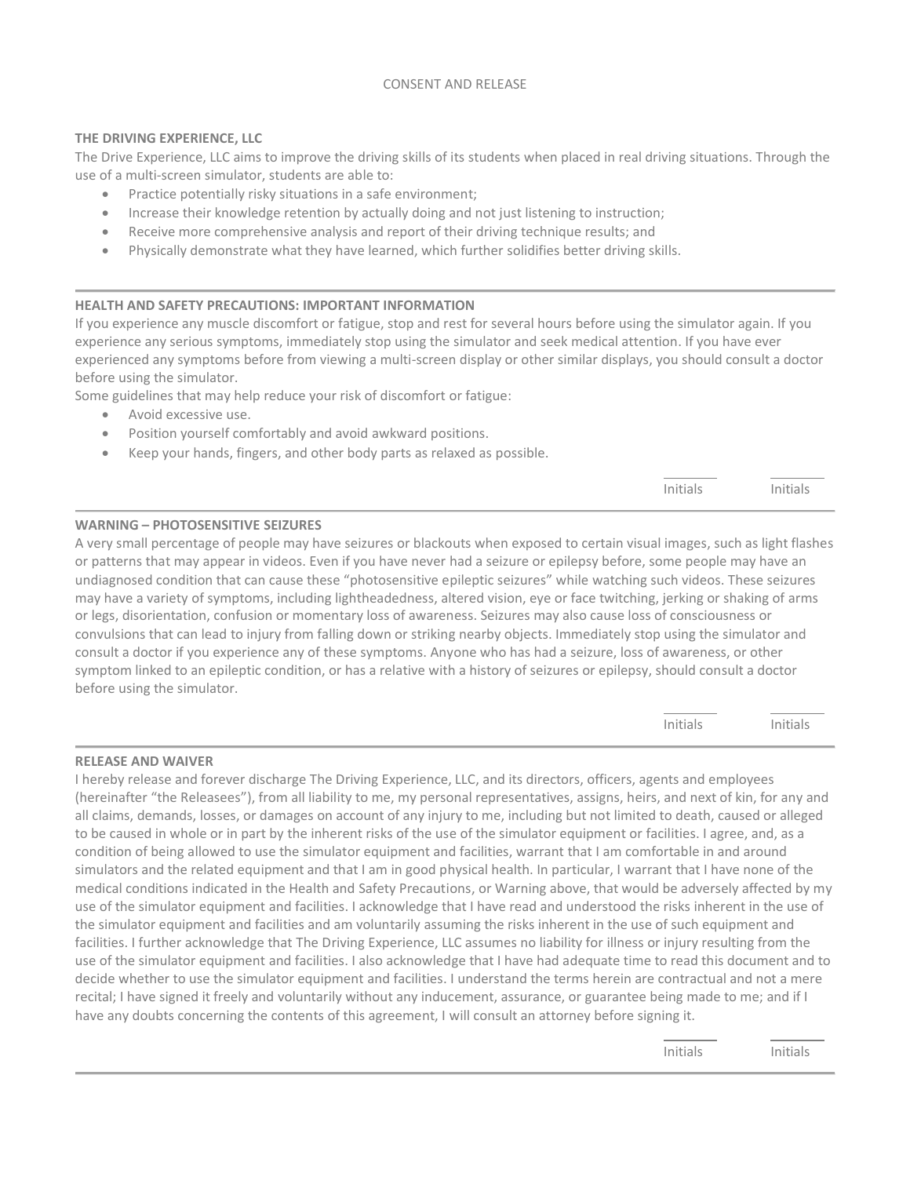CONSENT AND RELEASE

## THE DRIVING EXPERIENCE, LLC

The Drive Experience, LLC aims to improve the driving skills of its students when placed in real driving situations. Through the use of a multi-screen simulator, students are able to:

- Practice potentially risky situations in a safe environment;
- Increase their knowledge retention by actually doing and not just listening to instruction;
- Receive more comprehensive analysis and report of their driving technique results; and
- Physically demonstrate what they have learned, which further solidifies better driving skills.

---

## HEALTH AND SAFETY PRECAUTIONS: IMPORTANT INFORMATION

If you experience any muscle discomfort or fatigue, stop and rest for several hours before using the simulator again. If you experience any serious symptoms, immediately stop using the simulator and seek medical attention. If you have ever experienced any symptoms before from viewing a multi-screen display or other similar displays, you should consult a doctor before using the simulator.

Some guidelines that may help reduce your risk of discomfort or fatigue:

- Avoid excessive use.
- Position yourself comfortably and avoid awkward positions.
- Keep your hands, fingers, and other body parts as relaxed as possible.

________ Initials ________ Initials

---

## WARNING – PHOTOSENSITIVE SEIZURES

A very small percentage of people may have seizures or blackouts when exposed to certain visual images, such as light flashes or patterns that may appear in videos. Even if you have never had a seizure or epilepsy before, some people may have an undiagnosed condition that can cause these "photosensitive epileptic seizures" while watching such videos. These seizures may have a variety of symptoms, including lightheadedness, altered vision, eye or face twitching, jerking or shaking of arms or legs, disorientation, confusion or momentary loss of awareness. Seizures may also cause loss of consciousness or convulsions that can lead to injury from falling down or striking nearby objects. Immediately stop using the simulator and consult a doctor if you experience any of these symptoms. Anyone who has had a seizure, loss of awareness, or other symptom linked to an epileptic condition, or has a relative with a history of seizures or epilepsy, should consult a doctor before using the simulator.

________ Initials ________ Initials

---

## RELEASE AND WAIVER

I hereby release and forever discharge The Driving Experience, LLC, and its directors, officers, agents and employees (hereinafter "the Releasees"), from all liability to me, my personal representatives, assigns, heirs, and next of kin, for any and all claims, demands, losses, or damages on account of any injury to me, including but not limited to death, caused or alleged to be caused in whole or in part by the inherent risks of the use of the simulator equipment or facilities. I agree, and, as a condition of being allowed to use the simulator equipment and facilities, warrant that I am comfortable in and around simulators and the related equipment and that I am in good physical health. In particular, I warrant that I have none of the medical conditions indicated in the Health and Safety Precautions, or Warning above, that would be adversely affected by my use of the simulator equipment and facilities. I acknowledge that I have read and understood the risks inherent in the use of the simulator equipment and facilities and am voluntarily assuming the risks inherent in the use of such equipment and facilities. I further acknowledge that The Driving Experience, LLC assumes no liability for illness or injury resulting from the use of the simulator equipment and facilities. I also acknowledge that I have had adequate time to read this document and to decide whether to use the simulator equipment and facilities. I understand the terms herein are contractual and not a mere recital; I have signed it freely and voluntarily without any inducement, assurance, or guarantee being made to me; and if I have any doubts concerning the contents of this agreement, I will consult an attorney before signing it.

________ Initials ________ Initials

---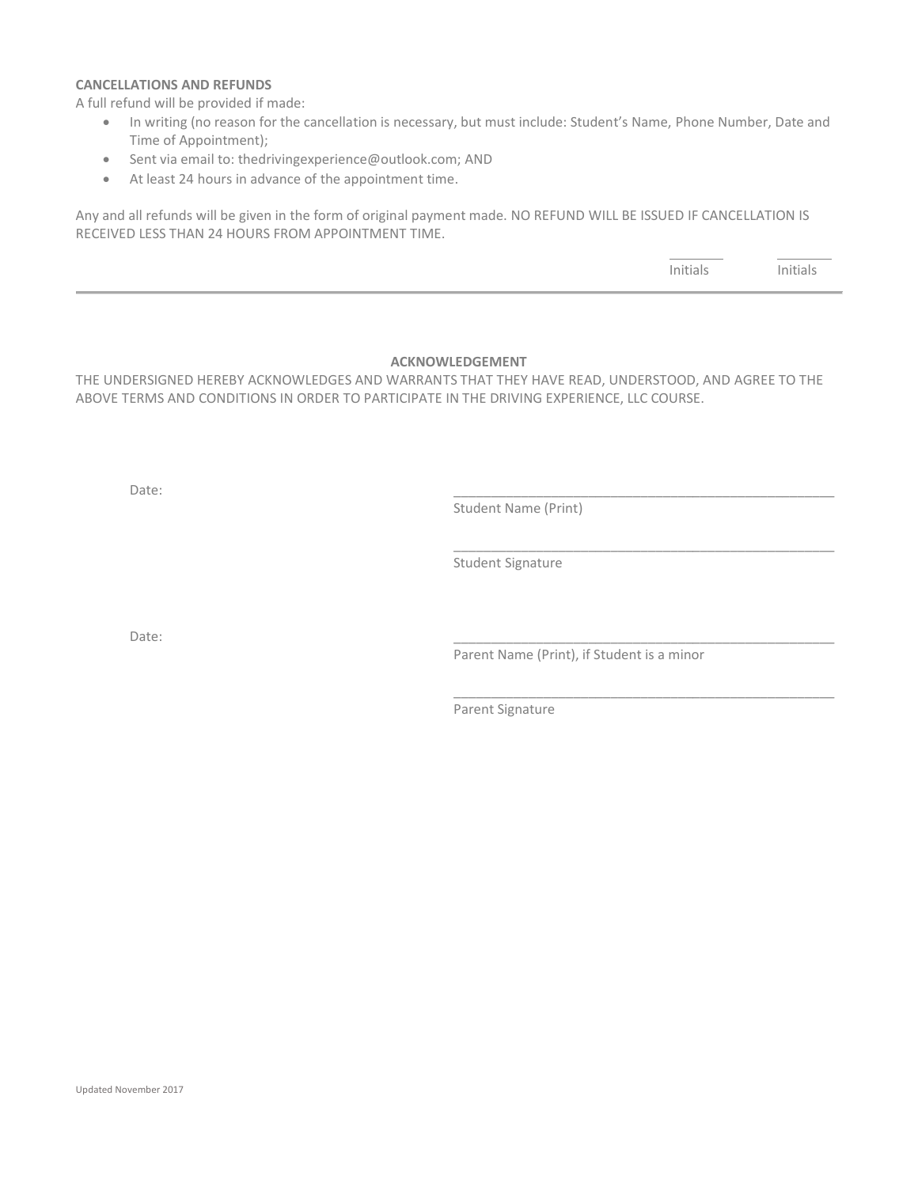**CANCELLATIONS AND REFUNDS**

A full refund will be provided if made:

- In writing (no reason for the cancellation is necessary, but must include: Student's Name, Phone Number, Date and Time of Appointment);
- Sent via email to: thedrivingexperience@outlook.com; AND
- At least 24 hours in advance of the appointment time.

Any and all refunds will be given in the form of original payment made. NO REFUND WILL BE ISSUED IF CANCELLATION IS RECEIVED LESS THAN 24 HOURS FROM APPOINTMENT TIME.

_______ Initials     _______ Initials

---

**ACKNOWLEDGEMENT**

THE UNDERSIGNED HEREBY ACKNOWLEDGES AND WARRANTS THAT THEY HAVE READ, UNDERSTOOD, AND AGREE TO THE ABOVE TERMS AND CONDITIONS IN ORDER TO PARTICIPATE IN THE DRIVING EXPERIENCE, LLC COURSE.

Date:

_____________________________________________________
Student Name (Print)

_____________________________________________________
Student Signature

Date:

_____________________________________________________
Parent Name (Print), if Student is a minor

_____________________________________________________
Parent Signature

Updated November 2017